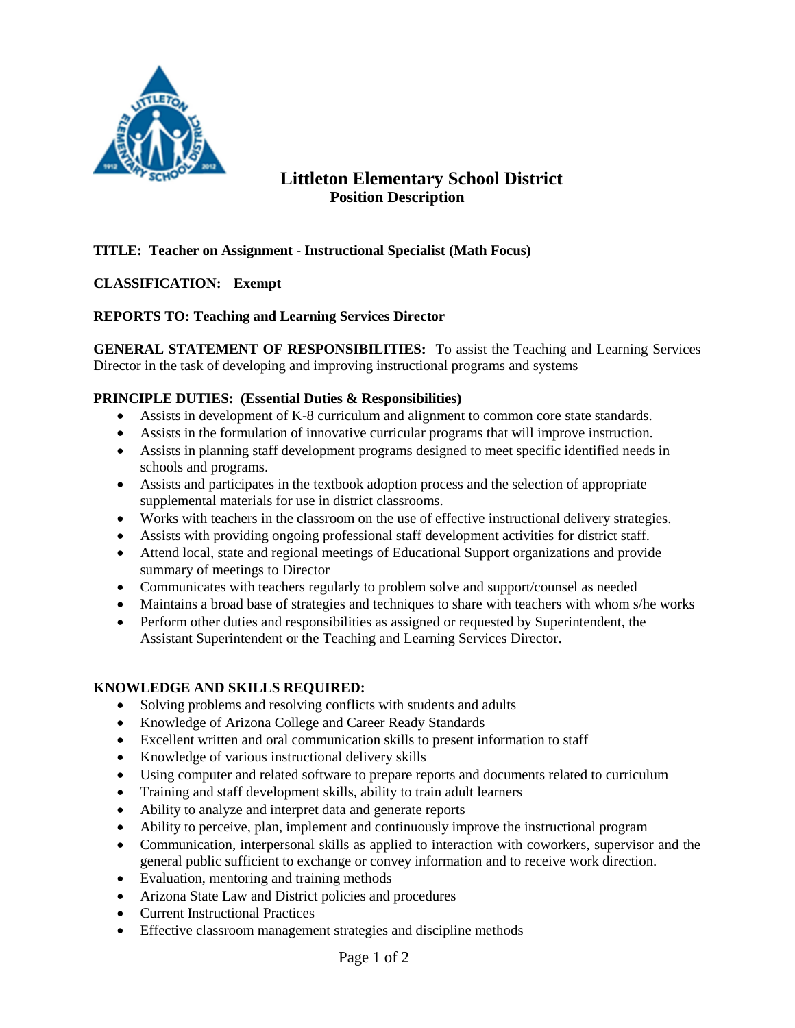# Littleton Elementary School District

## Position Description

**TITLE: Teacher on Assignment - Instructional Specialist (Math Focus)**

**CLASSIFICATION: Exempt**

**REPORTS TO: Teaching and Learning Services Director**

**GENERAL STATEMENT OF RESPONSIBILITIES:** To assist the Teaching and Learning Services Director in the task of developing and improving instructional programs and systems

**PRINCIPLE DUTIES: (Essential Duties & Responsibilities)**

- Assists in development of K-8 curriculum and alignment to common core state standards.
- Assists in the formulation of innovative curricular programs that will improve instruction.
- Assists in planning staff development programs designed to meet specific identified needs in schools and programs.
- Assists and participates in the textbook adoption process and the selection of appropriate supplemental materials for use in district classrooms.
- Works with teachers in the classroom on the use of effective instructional delivery strategies.
- Assists with providing ongoing professional staff development activities for district staff.
- Attend local, state and regional meetings of Educational Support organizations and provide summary of meetings to Director
- Communicates with teachers regularly to problem solve and support/counsel as needed
- Maintains a broad base of strategies and techniques to share with teachers with whom s/he works
- Perform other duties and responsibilities as assigned or requested by Superintendent, the Assistant Superintendent or the Teaching and Learning Services Director.

**KNOWLEDGE AND SKILLS REQUIRED:**

- Solving problems and resolving conflicts with students and adults
- Knowledge of Arizona College and Career Ready Standards
- Excellent written and oral communication skills to present information to staff
- Knowledge of various instructional delivery skills
- Using computer and related software to prepare reports and documents related to curriculum
- Training and staff development skills, ability to train adult learners
- Ability to analyze and interpret data and generate reports
- Ability to perceive, plan, implement and continuously improve the instructional program
- Communication, interpersonal skills as applied to interaction with coworkers, supervisor and the general public sufficient to exchange or convey information and to receive work direction.
- Evaluation, mentoring and training methods
- Arizona State Law and District policies and procedures
- Current Instructional Practices
- Effective classroom management strategies and discipline methods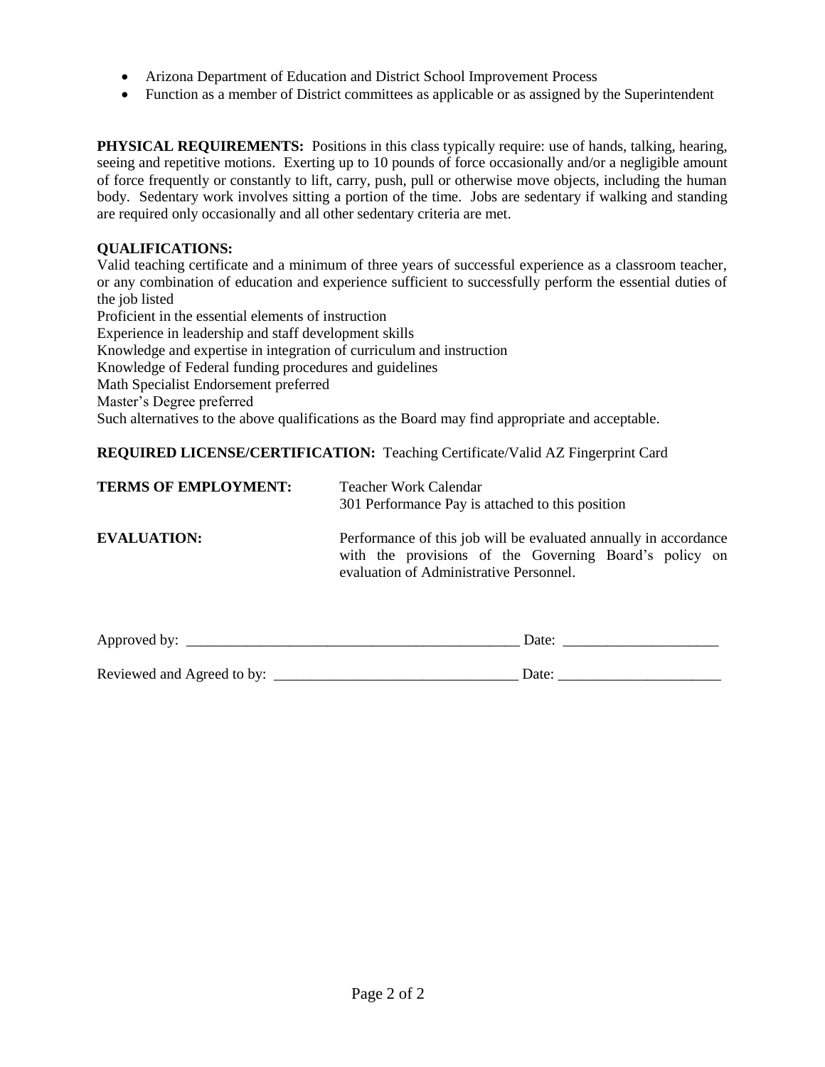- Arizona Department of Education and District School Improvement Process
- Function as a member of District committees as applicable or as assigned by the Superintendent

**PHYSICAL REQUIREMENTS:** Positions in this class typically require: use of hands, talking, hearing, seeing and repetitive motions. Exerting up to 10 pounds of force occasionally and/or a negligible amount of force frequently or constantly to lift, carry, push, pull or otherwise move objects, including the human body. Sedentary work involves sitting a portion of the time. Jobs are sedentary if walking and standing are required only occasionally and all other sedentary criteria are met.

**QUALIFICATIONS:**

Valid teaching certificate and a minimum of three years of successful experience as a classroom teacher, or any combination of education and experience sufficient to successfully perform the essential duties of the job listed

Proficient in the essential elements of instruction

Experience in leadership and staff development skills

Knowledge and expertise in integration of curriculum and instruction

Knowledge of Federal funding procedures and guidelines

Math Specialist Endorsement preferred

Master's Degree preferred

Such alternatives to the above qualifications as the Board may find appropriate and acceptable.

**REQUIRED LICENSE/CERTIFICATION:** Teaching Certificate/Valid AZ Fingerprint Card

**TERMS OF EMPLOYMENT:** Teacher Work Calendar
301 Performance Pay is attached to this position

**EVALUATION:** Performance of this job will be evaluated annually in accordance with the provisions of the Governing Board's policy on evaluation of Administrative Personnel.

Approved by: _______________________________________________ Date: _____________________

Reviewed and Agreed to by: _________________________________ Date: ______________________